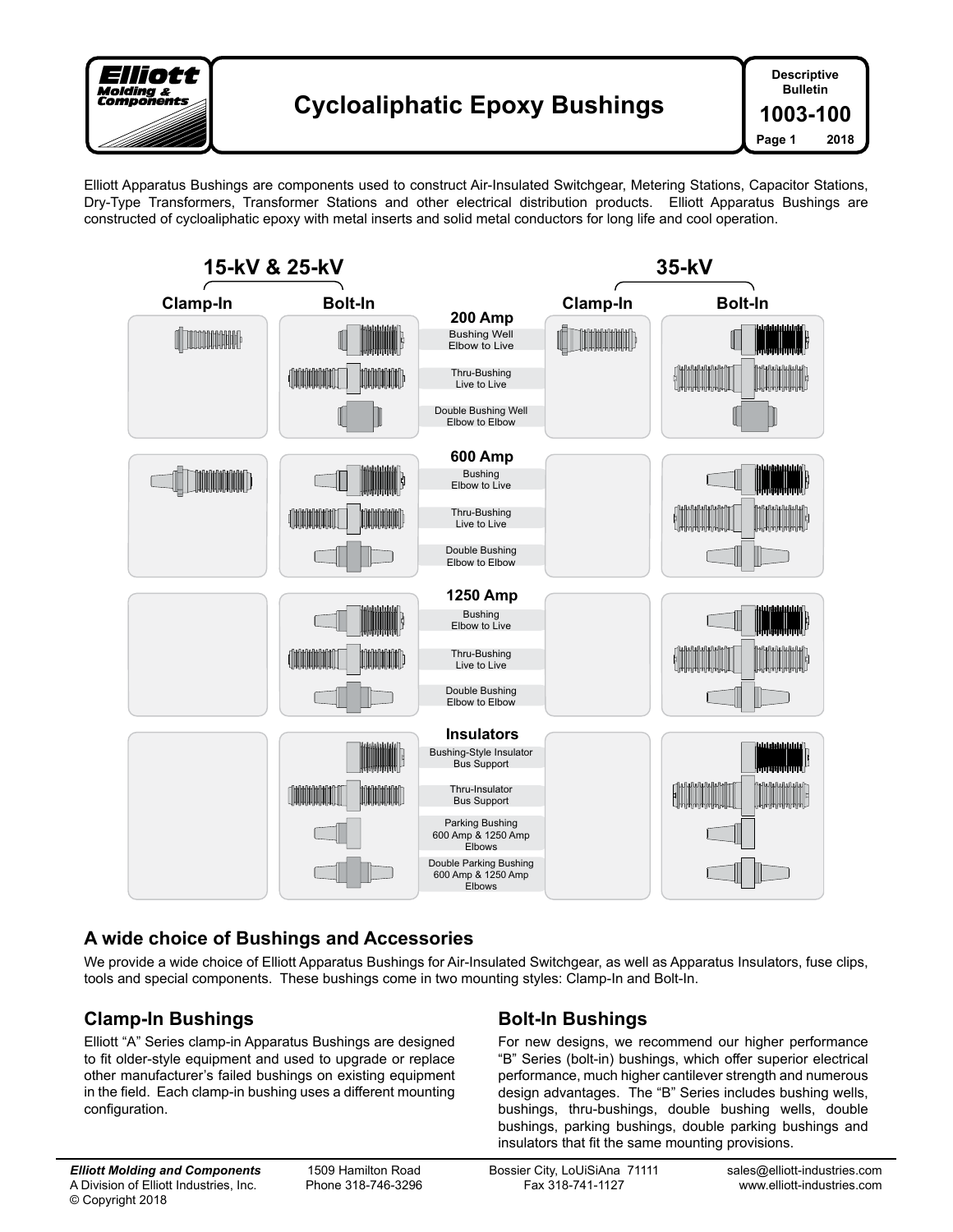# Cycloaliphatic Epoxy Bushings

Descriptive Bulletin **1003-100**

Elliott Apparatus Bushings are components used to construct Air-Insulated Switchgear, Metering Stations, Capacitor Stations, Dry-Type Transformers, Transformer Stations and other electrical distribution products. Elliott Apparatus Bushings are constructed of cycloaliphatic epoxy with metal inserts and solid metal conductors for long life and cool operation.

| 15-kV & 25-kV Clamp-In | 15-kV & 25-kV Bolt-In | | 35-kV Clamp-In | 35-kV Bolt-In |
|---|---|---|---|---|
| | | **200 Amp** | | |
| ✓ | ✓ | Bushing Well Elbow to Live | ✓ | ✓ |
| | ✓ | Thru-Bushing Live to Live | | ✓ |
| | ✓ | Double Bushing Well Elbow to Elbow | | ✓ |
| | | **600 Amp** | | |
| ✓ | ✓ | Bushing Elbow to Live | | ✓ |
| | ✓ | Thru-Bushing Live to Live | | ✓ |
| | ✓ | Double Bushing Elbow to Elbow | | ✓ |
| | | **1250 Amp** | | |
| | ✓ | Bushing Elbow to Live | | ✓ |
| | ✓ | Thru-Bushing Live to Live | | ✓ |
| | ✓ | Double Bushing Elbow to Elbow | | ✓ |
| | | **Insulators** | | |
| | ✓ | Bushing-Style Insulator Bus Support | | ✓ |
| | ✓ | Thru-Insulator Bus Support | | ✓ |
| | ✓ | Parking Bushing 600 Amp & 1250 Amp Elbows | | ✓ |
| | ✓ | Double Parking Bushing 600 Amp & 1250 Amp Elbows | | ✓ |

## A wide choice of Bushings and Accessories

We provide a wide choice of Elliott Apparatus Bushings for Air-Insulated Switchgear, as well as Apparatus Insulators, fuse clips, tools and special components. These bushings come in two mounting styles: Clamp-In and Bolt-In.

## Clamp-In Bushings

Elliott "A" Series clamp-in Apparatus Bushings are designed to fit older-style equipment and used to upgrade or replace other manufacturer's failed bushings on existing equipment in the field. Each clamp-in bushing uses a different mounting configuration.

## Bolt-In Bushings

For new designs, we recommend our higher performance "B" Series (bolt-in) bushings, which offer superior electrical performance, much higher cantilever strength and numerous design advantages. The "B" Series includes bushing wells, bushings, thru-bushings, double bushing wells, double bushings, parking bushings, double parking bushings and insulators that fit the same mounting provisions.

***Elliott Molding and Components***
A Division of Elliott Industries, Inc.
© Copyright 2018

1509 Hamilton Road
Phone 318-746-3296

Bossier City, LoUiSiAna 71111
Fax 318-741-1127

sales@elliott-industries.com
www.elliott-industries.com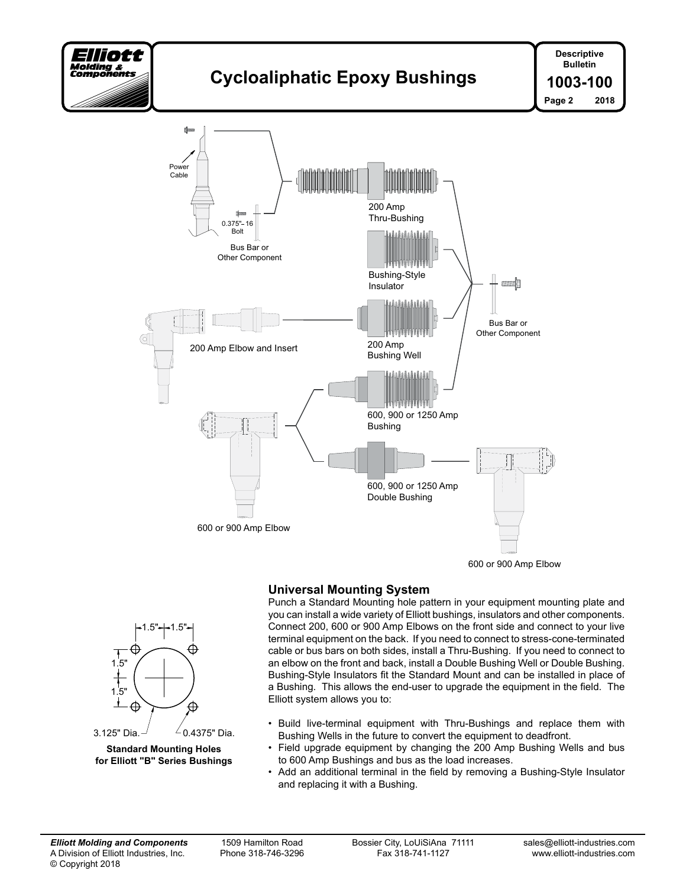# Cycloaliphatic Epoxy Bushings

Power Cable

0.375"-16 Bolt

Bus Bar or Other Component

200 Amp Thru-Bushing

Bushing-Style Insulator

200 Amp Elbow and Insert

200 Amp Bushing Well

Bus Bar or Other Component

600, 900 or 1250 Amp Bushing

600 or 900 Amp Elbow

600, 900 or 1250 Amp Double Bushing

600 or 900 Amp Elbow

1.5" 1.5"

1.5"

1.5"

3.125" Dia.

0.4375" Dia.

**Standard Mounting Holes for Elliott "B" Series Bushings**

## Universal Mounting System

Punch a Standard Mounting hole pattern in your equipment mounting plate and you can install a wide variety of Elliott bushings, insulators and other components. Connect 200, 600 or 900 Amp Elbows on the front side and connect to your live terminal equipment on the back. If you need to connect to stress-cone-terminated cable or bus bars on both sides, install a Thru-Bushing. If you need to connect to an elbow on the front and back, install a Double Bushing Well or Double Bushing. Bushing-Style Insulators fit the Standard Mount and can be installed in place of a Bushing. This allows the end-user to upgrade the equipment in the field. The Elliott system allows you to:

- Build live-terminal equipment with Thru-Bushings and replace them with Bushing Wells in the future to convert the equipment to deadfront.
- Field upgrade equipment by changing the 200 Amp Bushing Wells and bus to 600 Amp Bushings and bus as the load increases.
- Add an additional terminal in the field by removing a Bushing-Style Insulator and replacing it with a Bushing.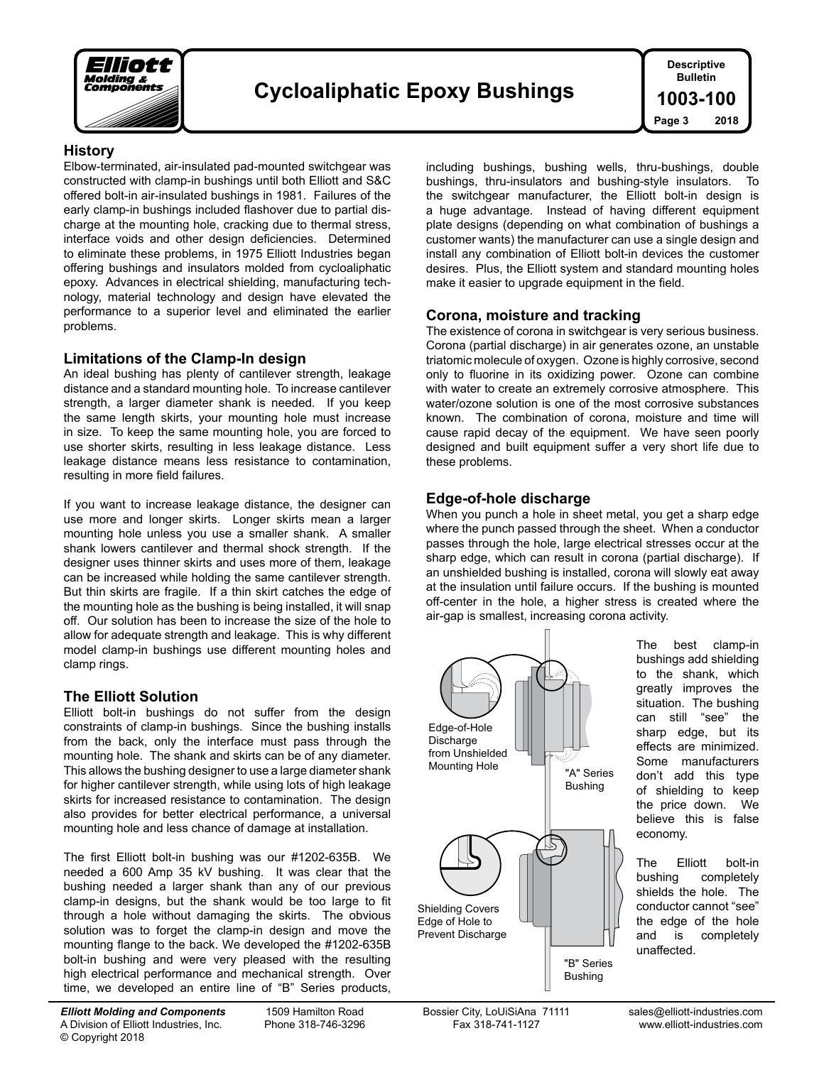## History

Elbow-terminated, air-insulated pad-mounted switchgear was constructed with clamp-in bushings until both Elliott and S&C offered bolt-in air-insulated bushings in 1981. Failures of the early clamp-in bushings included flashover due to partial discharge at the mounting hole, cracking due to thermal stress, interface voids and other design deficiencies. Determined to eliminate these problems, in 1975 Elliott Industries began offering bushings and insulators molded from cycloaliphatic epoxy. Advances in electrical shielding, manufacturing technology, material technology and design have elevated the performance to a superior level and eliminated the earlier problems.

## Limitations of the Clamp-In design

An ideal bushing has plenty of cantilever strength, leakage distance and a standard mounting hole. To increase cantilever strength, a larger diameter shank is needed. If you keep the same length skirts, your mounting hole must increase in size. To keep the same mounting hole, you are forced to use shorter skirts, resulting in less leakage distance. Less leakage distance means less resistance to contamination, resulting in more field failures.

If you want to increase leakage distance, the designer can use more and longer skirts. Longer skirts mean a larger mounting hole unless you use a smaller shank. A smaller shank lowers cantilever and thermal shock strength. If the designer uses thinner skirts and uses more of them, leakage can be increased while holding the same cantilever strength. But thin skirts are fragile. If a thin skirt catches the edge of the mounting hole as the bushing is being installed, it will snap off. Our solution has been to increase the size of the hole to allow for adequate strength and leakage. This is why different model clamp-in bushings use different mounting holes and clamp rings.

## The Elliott Solution

Elliott bolt-in bushings do not suffer from the design constraints of clamp-in bushings. Since the bushing installs from the back, only the interface must pass through the mounting hole. The shank and skirts can be of any diameter. This allows the bushing designer to use a large diameter shank for higher cantilever strength, while using lots of high leakage skirts for increased resistance to contamination. The design also provides for better electrical performance, a universal mounting hole and less chance of damage at installation.

The first Elliott bolt-in bushing was our #1202-635B. We needed a 600 Amp 35 kV bushing. It was clear that the bushing needed a larger shank than any of our previous clamp-in designs, but the shank would be too large to fit through a hole without damaging the skirts. The obvious solution was to forget the clamp-in design and move the mounting flange to the back. We developed the #1202-635B bolt-in bushing and were very pleased with the resulting high electrical performance and mechanical strength. Over time, we developed an entire line of "B" Series products, including bushings, bushing wells, thru-bushings, double bushings, thru-insulators and bushing-style insulators. To the switchgear manufacturer, the Elliott bolt-in design is a huge advantage. Instead of having different equipment plate designs (depending on what combination of bushings a customer wants) the manufacturer can use a single design and install any combination of Elliott bolt-in devices the customer desires. Plus, the Elliott system and standard mounting holes make it easier to upgrade equipment in the field.

## Corona, moisture and tracking

The existence of corona in switchgear is very serious business. Corona (partial discharge) in air generates ozone, an unstable triatomic molecule of oxygen. Ozone is highly corrosive, second only to fluorine in its oxidizing power. Ozone can combine with water to create an extremely corrosive atmosphere. This water/ozone solution is one of the most corrosive substances known. The combination of corona, moisture and time will cause rapid decay of the equipment. We have seen poorly designed and built equipment suffer a very short life due to these problems.

## Edge-of-hole discharge

When you punch a hole in sheet metal, you get a sharp edge where the punch passed through the sheet. When a conductor passes through the hole, large electrical stresses occur at the sharp edge, which can result in corona (partial discharge). If an unshielded bushing is installed, corona will slowly eat away at the insulation until failure occurs. If the bushing is mounted off-center in the hole, a higher stress is created where the air-gap is smallest, increasing corona activity.

Edge-of-Hole Discharge from Unshielded Mounting Hole

"A" Series Bushing

Shielding Covers Edge of Hole to Prevent Discharge

"B" Series Bushing

The best clamp-in bushings add shielding to the shank, which greatly improves the situation. The bushing can still "see" the sharp edge, but its effects are minimized. Some manufacturers don't add this type of shielding to keep the price down. We believe this is false economy.

The Elliott bolt-in bushing completely shields the hole. The conductor cannot "see" the edge of the hole and is completely unaffected.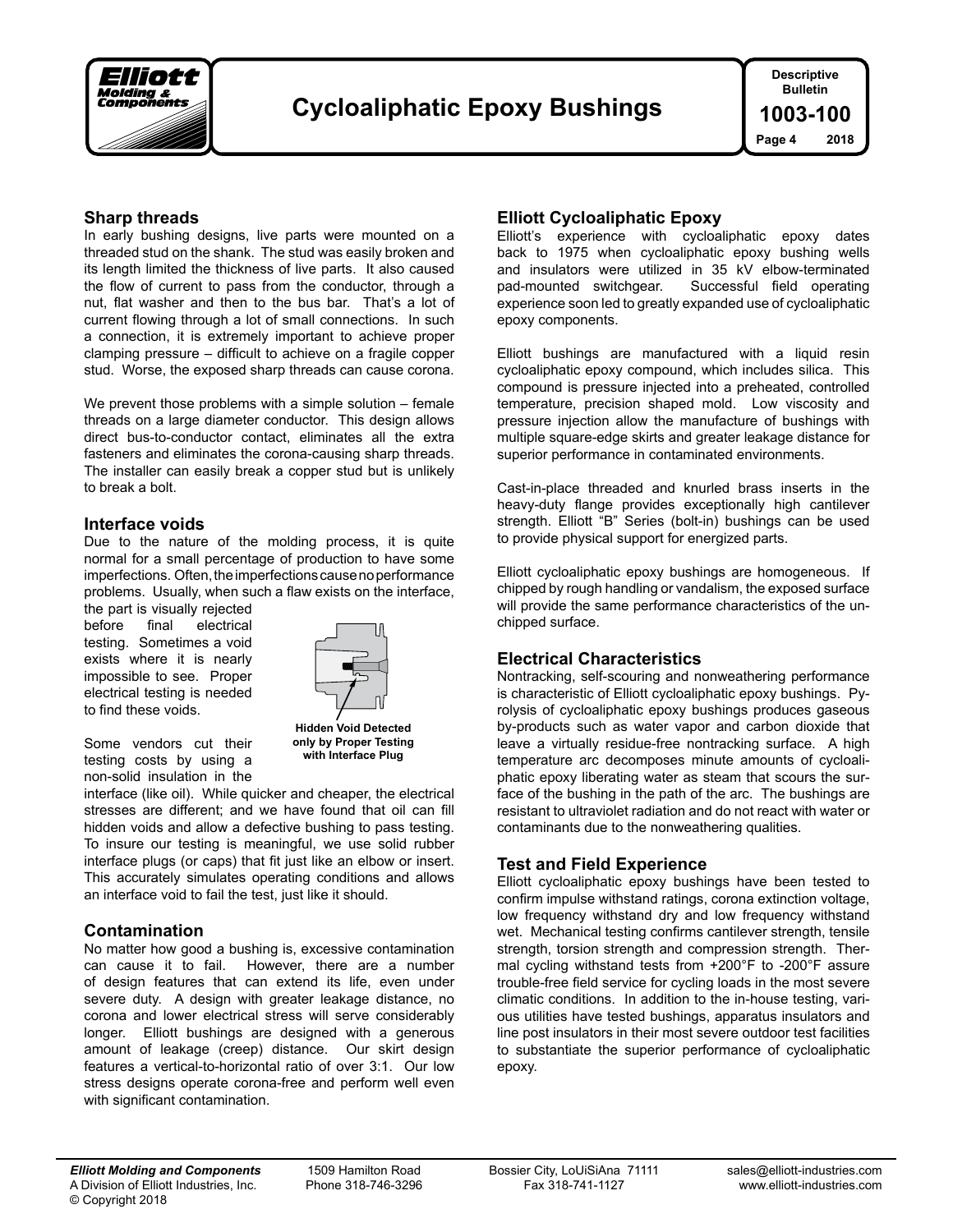## Sharp threads

In early bushing designs, live parts were mounted on a threaded stud on the shank. The stud was easily broken and its length limited the thickness of live parts. It also caused the flow of current to pass from the conductor, through a nut, flat washer and then to the bus bar. That's a lot of current flowing through a lot of small connections. In such a connection, it is extremely important to achieve proper clamping pressure – difficult to achieve on a fragile copper stud. Worse, the exposed sharp threads can cause corona.

We prevent those problems with a simple solution – female threads on a large diameter conductor. This design allows direct bus-to-conductor contact, eliminates all the extra fasteners and eliminates the corona-causing sharp threads. The installer can easily break a copper stud but is unlikely to break a bolt.

## Interface voids

Due to the nature of the molding process, it is quite normal for a small percentage of production to have some imperfections. Often, the imperfections cause no performance problems. Usually, when such a flaw exists on the interface, the part is visually rejected before final electrical testing. Sometimes a void exists where it is nearly impossible to see. Proper electrical testing is needed to find these voids.

Hidden Void Detected only by Proper Testing with Interface Plug

Some vendors cut their testing costs by using a non-solid insulation in the interface (like oil). While quicker and cheaper, the electrical stresses are different; and we have found that oil can fill hidden voids and allow a defective bushing to pass testing. To insure our testing is meaningful, we use solid rubber interface plugs (or caps) that fit just like an elbow or insert. This accurately simulates operating conditions and allows an interface void to fail the test, just like it should.

## Contamination

No matter how good a bushing is, excessive contamination can cause it to fail. However, there are a number of design features that can extend its life, even under severe duty. A design with greater leakage distance, no corona and lower electrical stress will serve considerably longer. Elliott bushings are designed with a generous amount of leakage (creep) distance. Our skirt design features a vertical-to-horizontal ratio of over 3:1. Our low stress designs operate corona-free and perform well even with significant contamination.

## Elliott Cycloaliphatic Epoxy

Elliott's experience with cycloaliphatic epoxy dates back to 1975 when cycloaliphatic epoxy bushing wells and insulators were utilized in 35 kV elbow-terminated pad-mounted switchgear. Successful field operating experience soon led to greatly expanded use of cycloaliphatic epoxy components.

Elliott bushings are manufactured with a liquid resin cycloaliphatic epoxy compound, which includes silica. This compound is pressure injected into a preheated, controlled temperature, precision shaped mold. Low viscosity and pressure injection allow the manufacture of bushings with multiple square-edge skirts and greater leakage distance for superior performance in contaminated environments.

Cast-in-place threaded and knurled brass inserts in the heavy-duty flange provides exceptionally high cantilever strength. Elliott "B" Series (bolt-in) bushings can be used to provide physical support for energized parts.

Elliott cycloaliphatic epoxy bushings are homogeneous. If chipped by rough handling or vandalism, the exposed surface will provide the same performance characteristics of the un-chipped surface.

## Electrical Characteristics

Nontracking, self-scouring and nonweathering performance is characteristic of Elliott cycloaliphatic epoxy bushings. Pyrolysis of cycloaliphatic epoxy bushings produces gaseous by-products such as water vapor and carbon dioxide that leave a virtually residue-free nontracking surface. A high temperature arc decomposes minute amounts of cycloaliphatic epoxy liberating water as steam that scours the surface of the bushing in the path of the arc. The bushings are resistant to ultraviolet radiation and do not react with water or contaminants due to the nonweathering qualities.

## Test and Field Experience

Elliott cycloaliphatic epoxy bushings have been tested to confirm impulse withstand ratings, corona extinction voltage, low frequency withstand dry and low frequency withstand wet. Mechanical testing confirms cantilever strength, tensile strength, torsion strength and compression strength. Thermal cycling withstand tests from +200°F to -200°F assure trouble-free field service for cycling loads in the most severe climatic conditions. In addition to the in-house testing, various utilities have tested bushings, apparatus insulators and line post insulators in their most severe outdoor test facilities to substantiate the superior performance of cycloaliphatic epoxy.

*Elliott Molding and Components*
A Division of Elliott Industries, Inc.
© Copyright 2018

1509 Hamilton Road
Phone 318-746-3296

Bossier City, LoUiSiAna 71111
Fax 318-741-1127

sales@elliott-industries.com
www.elliott-industries.com